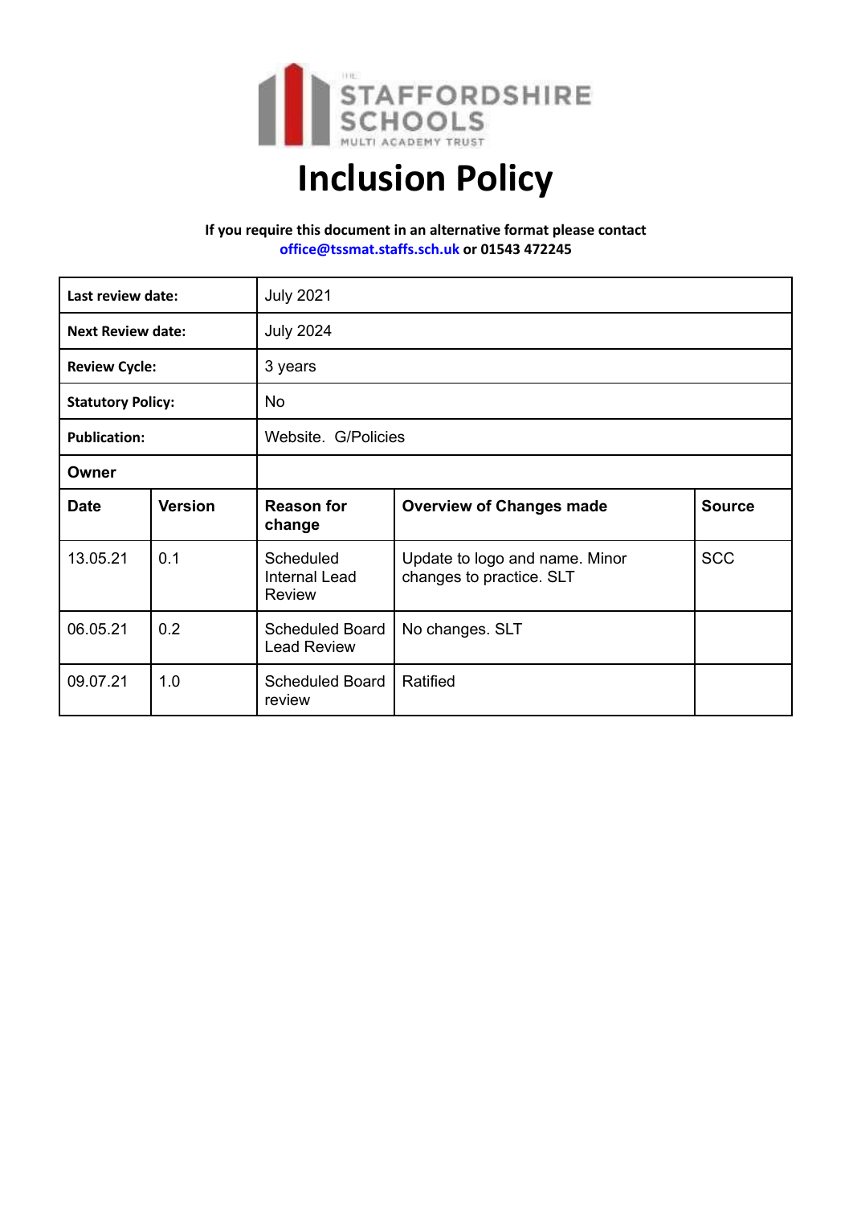THE STAFFORDSHIRE SCHOOLS MULTI ACADEMY TRUST

# Inclusion Policy

**If you require this document in an alternative format please contact office@tssmat.staffs.sch.uk or 01543 472245**

| **Last review date:** | | July 2021 | | |
|---|---|---|---|---|
| **Next Review date:** | | July 2024 | | |
| **Review Cycle:** | | 3 years | | |
| **Statutory Policy:** | | No | | |
| **Publication:** | | Website. G/Policies | | |
| **Owner** | | | | |
| **Date** | **Version** | **Reason for change** | **Overview of Changes made** | **Source** |
| 13.05.21 | 0.1 | Scheduled Internal Lead Review | Update to logo and name. Minor changes to practice. SLT | SCC |
| 06.05.21 | 0.2 | Scheduled Board Lead Review | No changes. SLT | |
| 09.07.21 | 1.0 | Scheduled Board review | Ratified | |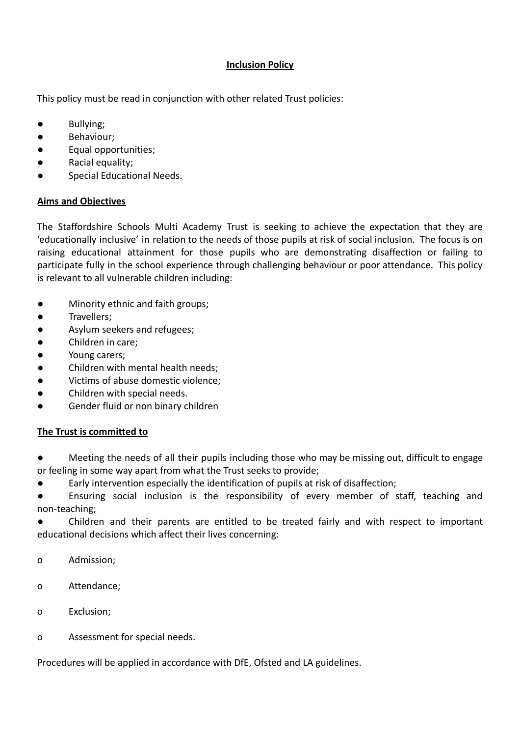# Inclusion Policy

This policy must be read in conjunction with other related Trust policies:

- Bullying;
- Behaviour;
- Equal opportunities;
- Racial equality;
- Special Educational Needs.

## Aims and Objectives

The Staffordshire Schools Multi Academy Trust is seeking to achieve the expectation that they are 'educationally inclusive' in relation to the needs of those pupils at risk of social inclusion. The focus is on raising educational attainment for those pupils who are demonstrating disaffection or failing to participate fully in the school experience through challenging behaviour or poor attendance. This policy is relevant to all vulnerable children including:

- Minority ethnic and faith groups;
- Travellers;
- Asylum seekers and refugees;
- Children in care;
- Young carers;
- Children with mental health needs;
- Victims of abuse domestic violence;
- Children with special needs.
- Gender fluid or non binary children

## The Trust is committed to

- Meeting the needs of all their pupils including those who may be missing out, difficult to engage or feeling in some way apart from what the Trust seeks to provide;
- Early intervention especially the identification of pupils at risk of disaffection;
- Ensuring social inclusion is the responsibility of every member of staff, teaching and non-teaching;
- Children and their parents are entitled to be treated fairly and with respect to important educational decisions which affect their lives concerning:
    - Admission;
    - Attendance;
    - Exclusion;
    - Assessment for special needs.

Procedures will be applied in accordance with DfE, Ofsted and LA guidelines.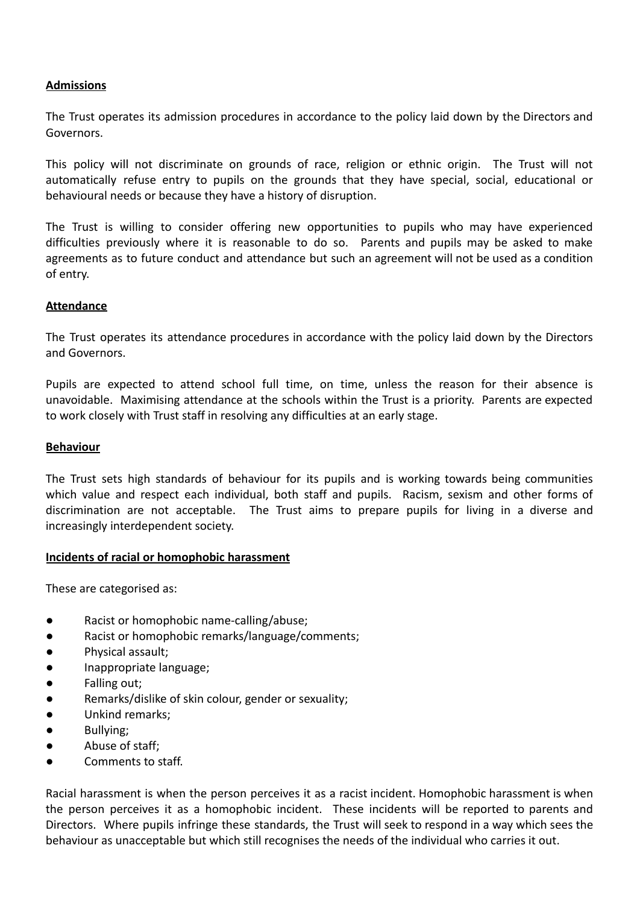**Admissions**

The Trust operates its admission procedures in accordance to the policy laid down by the Directors and Governors.

This policy will not discriminate on grounds of race, religion or ethnic origin. The Trust will not automatically refuse entry to pupils on the grounds that they have special, social, educational or behavioural needs or because they have a history of disruption.

The Trust is willing to consider offering new opportunities to pupils who may have experienced difficulties previously where it is reasonable to do so. Parents and pupils may be asked to make agreements as to future conduct and attendance but such an agreement will not be used as a condition of entry.

**Attendance**

The Trust operates its attendance procedures in accordance with the policy laid down by the Directors and Governors.

Pupils are expected to attend school full time, on time, unless the reason for their absence is unavoidable. Maximising attendance at the schools within the Trust is a priority. Parents are expected to work closely with Trust staff in resolving any difficulties at an early stage.

**Behaviour**

The Trust sets high standards of behaviour for its pupils and is working towards being communities which value and respect each individual, both staff and pupils. Racism, sexism and other forms of discrimination are not acceptable. The Trust aims to prepare pupils for living in a diverse and increasingly interdependent society.

**Incidents of racial or homophobic harassment**

These are categorised as:

- Racist or homophobic name-calling/abuse;
- Racist or homophobic remarks/language/comments;
- Physical assault;
- Inappropriate language;
- Falling out;
- Remarks/dislike of skin colour, gender or sexuality;
- Unkind remarks;
- Bullying;
- Abuse of staff;
- Comments to staff.

Racial harassment is when the person perceives it as a racist incident. Homophobic harassment is when the person perceives it as a homophobic incident. These incidents will be reported to parents and Directors. Where pupils infringe these standards, the Trust will seek to respond in a way which sees the behaviour as unacceptable but which still recognises the needs of the individual who carries it out.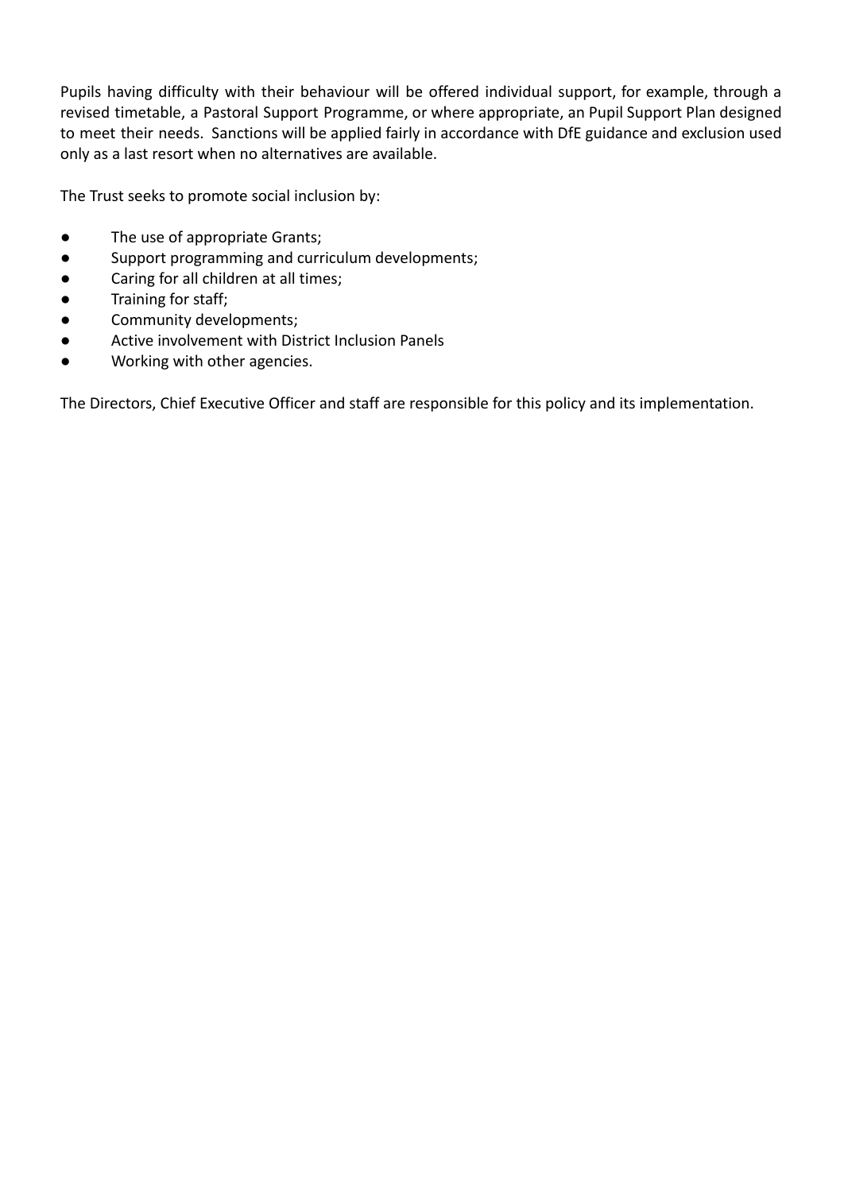Pupils having difficulty with their behaviour will be offered individual support, for example, through a revised timetable, a Pastoral Support Programme, or where appropriate, an Pupil Support Plan designed to meet their needs. Sanctions will be applied fairly in accordance with DfE guidance and exclusion used only as a last resort when no alternatives are available.

The Trust seeks to promote social inclusion by:

- The use of appropriate Grants;
- Support programming and curriculum developments;
- Caring for all children at all times;
- Training for staff;
- Community developments;
- Active involvement with District Inclusion Panels
- Working with other agencies.

The Directors, Chief Executive Officer and staff are responsible for this policy and its implementation.